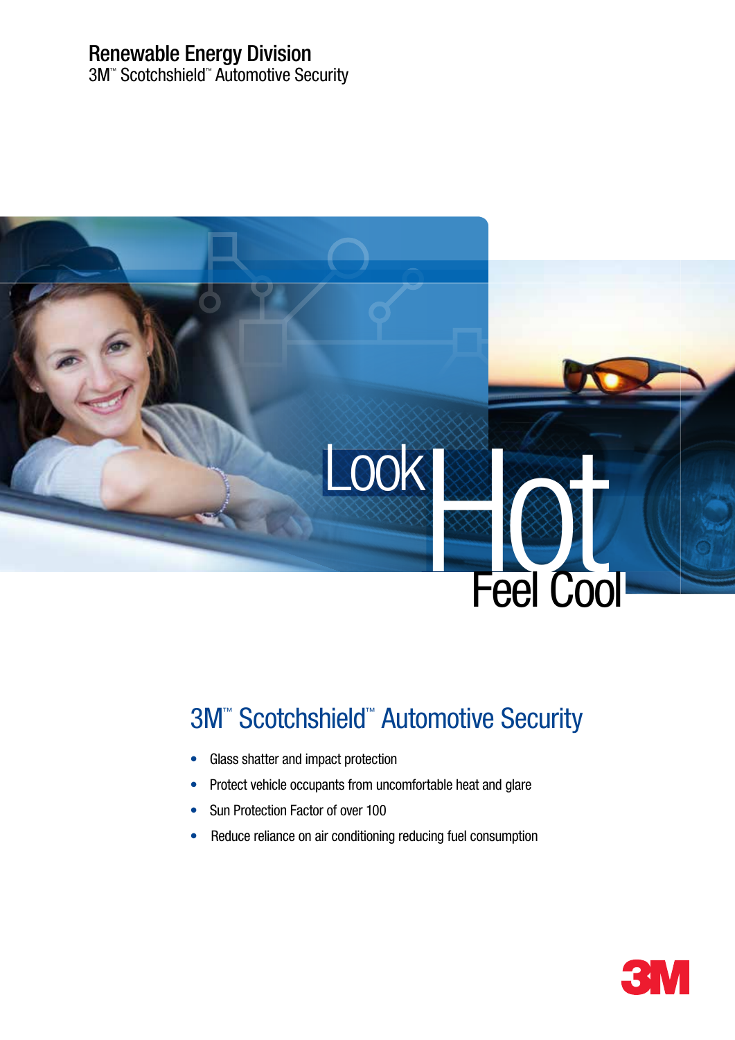Renewable Energy Division

3M™ Scotchshield™ Automotive Security

Look Hot

Feel Cool

## 3M™ Scotchshield™ Automotive Security

- Glass shatter and impact protection
- Protect vehicle occupants from uncomfortable heat and glare
- Sun Protection Factor of over 100
- Reduce reliance on air conditioning reducing fuel consumption

3M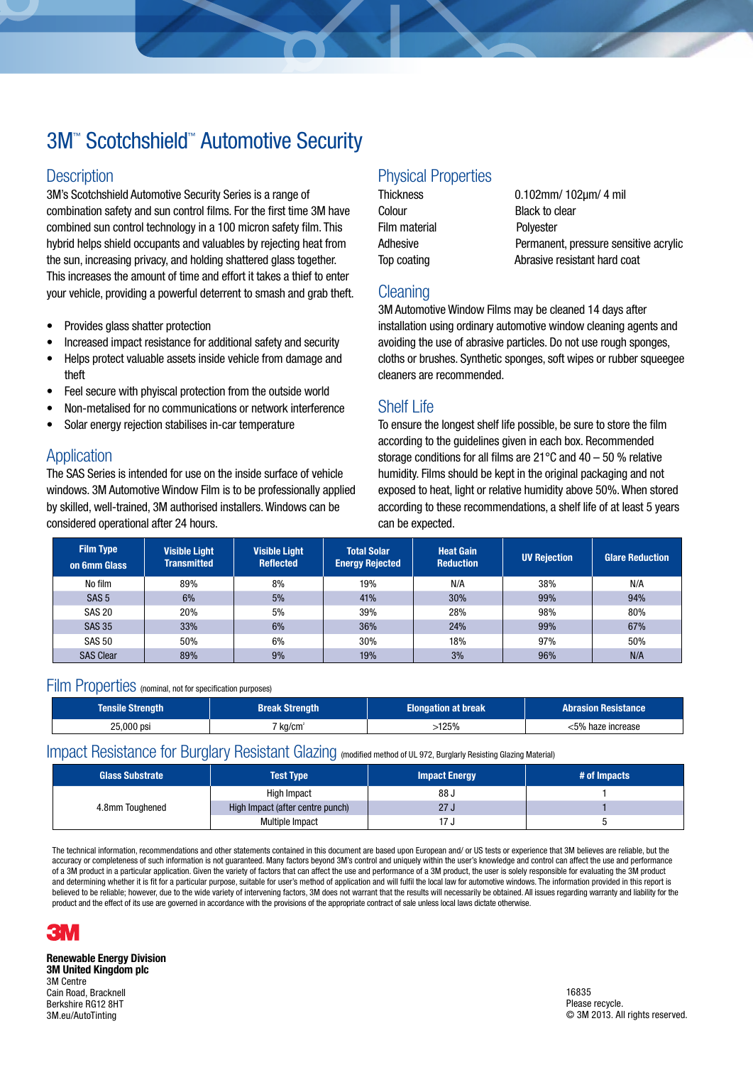# 3M™ Scotchshield™ Automotive Security

## Description

3M's Scotchshield Automotive Security Series is a range of combination safety and sun control films. For the first time 3M have combined sun control technology in a 100 micron safety film. This hybrid helps shield occupants and valuables by rejecting heat from the sun, increasing privacy, and holding shattered glass together. This increases the amount of time and effort it takes a thief to enter your vehicle, providing a powerful deterrent to smash and grab theft.

- Provides glass shatter protection
- Increased impact resistance for additional safety and security
- Helps protect valuable assets inside vehicle from damage and theft
- Feel secure with phyiscal protection from the outside world
- Non-metalised for no communications or network interference
- Solar energy rejection stabilises in-car temperature

## Application

The SAS Series is intended for use on the inside surface of vehicle windows. 3M Automotive Window Film is to be professionally applied by skilled, well-trained, 3M authorised installers. Windows can be considered operational after 24 hours.

## Physical Properties

| | |
|---|---|
| Thickness | 0.102mm/ 102µm/ 4 mil |
| Colour | Black to clear |
| Film material | Polyester |
| Adhesive | Permanent, pressure sensitive acrylic |
| Top coating | Abrasive resistant hard coat |

## Cleaning

3M Automotive Window Films may be cleaned 14 days after installation using ordinary automotive window cleaning agents and avoiding the use of abrasive particles. Do not use rough sponges, cloths or brushes. Synthetic sponges, soft wipes or rubber squeegee cleaners are recommended.

## Shelf Life

To ensure the longest shelf life possible, be sure to store the film according to the guidelines given in each box. Recommended storage conditions for all films are 21°C and 40 – 50 % relative humidity. Films should be kept in the original packaging and not exposed to heat, light or relative humidity above 50%. When stored according to these recommendations, a shelf life of at least 5 years can be expected.

| Film Type on 6mm Glass | Visible Light Transmitted | Visible Light Reflected | Total Solar Energy Rejected | Heat Gain Reduction | UV Rejection | Glare Reduction |
|---|---|---|---|---|---|---|
| No film | 89% | 8% | 19% | N/A | 38% | N/A |
| SAS 5 | 6% | 5% | 41% | 30% | 99% | 94% |
| SAS 20 | 20% | 5% | 39% | 28% | 98% | 80% |
| SAS 35 | 33% | 6% | 36% | 24% | 99% | 67% |
| SAS 50 | 50% | 6% | 30% | 18% | 97% | 50% |
| SAS Clear | 89% | 9% | 19% | 3% | 96% | N/A |

## Film Properties (nominal, not for specification purposes)

| Tensile Strength | Break Strength | Elongation at break | Abrasion Resistance |
|---|---|---|---|
| 25,000 psi | 7 kg/cm² | >125% | <5% haze increase |

## Impact Resistance for Burglary Resistant Glazing (modified method of UL 972, Burglarly Resisting Glazing Material)

| Glass Substrate | Test Type | Impact Energy | # of Impacts |
|---|---|---|---|
| 4.8mm Toughened | High Impact | 88 J | 1 |
| | High Impact (after centre punch) | 27 J | 1 |
| | Multiple Impact | 17 J | 5 |

The technical information, recommendations and other statements contained in this document are based upon European and/ or US tests or experience that 3M believes are reliable, but the accuracy or completeness of such information is not guaranteed. Many factors beyond 3M's control and uniquely within the user's knowledge and control can affect the use and performance of a 3M product in a particular application. Given the variety of factors that can affect the use and performance of a 3M product, the user is solely responsible for evaluating the 3M product and determining whether it is fit for a particular purpose, suitable for user's method of application and will fulfil the local law for automotive windows. The information provided in this report is believed to be reliable; however, due to the wide variety of intervening factors, 3M does not warrant that the results will necessarily be obtained. All issues regarding warranty and liability for the product and the effect of its use are governed in accordance with the provisions of the appropriate contract of sale unless local laws dictate otherwise.

3M

**Renewable Energy Division**
**3M United Kingdom plc**
3M Centre
Cain Road, Bracknell
Berkshire RG12 8HT
3M.eu/AutoTinting

16835
Please recycle.
© 3M 2013. All rights reserved.